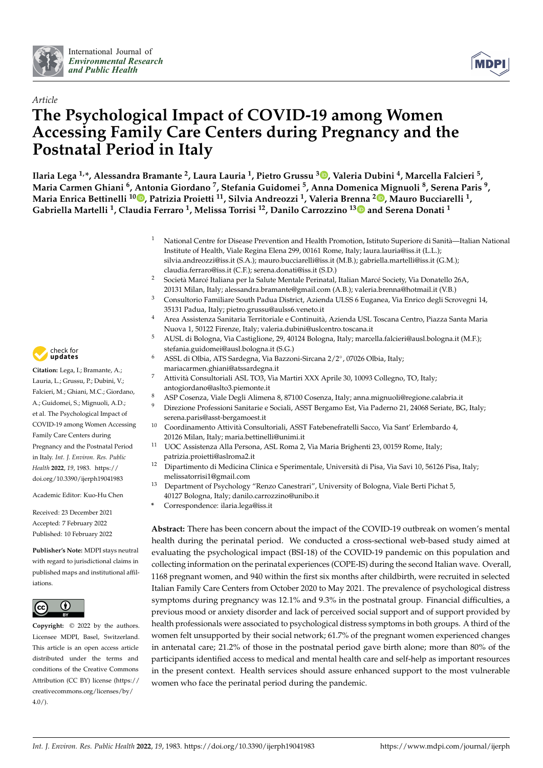*Article*

# The Psychological Impact of COVID-19 among Women Accessing Family Care Centers during Pregnancy and the Postnatal Period in Italy

**Ilaria Lega [1,*], Alessandra Bramante [2], Laura Lauria [1], Pietro Grussu [3], Valeria Dubini [4], Marcella Falcieri [5], Maria Carmen Ghiani [6], Antonia Giordano [7], Stefania Guidomei [5], Anna Domenica Mignuoli [8], Serena Paris [9], Maria Enrica Bettinelli [10], Patrizia Proietti [11], Silvia Andreozzi [1], Valeria Brenna [2], Mauro Bucciarelli [1], Gabriella Martelli [1], Claudia Ferraro [1], Melissa Torrisi [12], Danilo Carrozzino [13] and Serena Donati [1]**

[1] National Centre for Disease Prevention and Health Promotion, Istituto Superiore di Sanità—Italian National Institute of Health, Viale Regina Elena 299, 00161 Rome, Italy; laura.lauria@iss.it (L.L.); silvia.andreozzi@iss.it (S.A.); mauro.bucciarelli@iss.it (M.B.); gabriella.martelli@iss.it (G.M.); claudia.ferraro@iss.it (C.F.); serena.donati@iss.it (S.D.)

[2] Società Marcé Italiana per la Salute Mentale Perinatal, Italian Marcé Society, Via Donatello 26A, 20131 Milan, Italy; alessandra.bramante@gmail.com (A.B.); valeria.brenna@hotmail.it (V.B.)

[3] Consultorio Familiare South Padua District, Azienda ULSS 6 Euganea, Via Enrico degli Scrovegni 14, 35131 Padua, Italy; pietro.grussu@aulss6.veneto.it

[4] Area Assistenza Sanitaria Territoriale e Continuità, Azienda USL Toscana Centro, Piazza Santa Maria Nuova 1, 50122 Firenze, Italy; valeria.dubini@uslcentro.toscana.it

[5] AUSL di Bologna, Via Castiglione, 29, 40124 Bologna, Italy; marcella.falcieri@ausl.bologna.it (M.F.); stefania.guidomei@ausl.bologna.it (S.G.)

[6] ASSL di Olbia, ATS Sardegna, Via Bazzoni-Sircana 2/2°, 07026 Olbia, Italy; mariacarmen.ghiani@atssardegna.it

[7] Attività Consultoriali ASL TO3, Via Martiri XXX Aprile 30, 10093 Collegno, TO, Italy; antogiordano@aslto3.piemonte.it

[8] ASP Cosenza, Viale Degli Alimena 8, 87100 Cosenza, Italy; anna.mignuoli@regione.calabria.it

[9] Direzione Professioni Sanitarie e Sociali, ASST Bergamo Est, Via Paderno 21, 24068 Seriate, BG, Italy; serena.paris@asst-bergamoest.it

[10] Coordinamento Attività Consultoriali, ASST Fatebenefratelli Sacco, Via Sant' Erlembardo 4, 20126 Milan, Italy; maria.bettinelli@unimi.it

[11] UOC Assistenza Alla Persona, ASL Roma 2, Via Maria Brighenti 23, 00159 Rome, Italy; patrizia.proietti@aslroma2.it

[12] Dipartimento di Medicina Clinica e Sperimentale, Università di Pisa, Via Savi 10, 56126 Pisa, Italy; melissatorrisi1@gmail.com

[13] Department of Psychology "Renzo Canestrari", University of Bologna, Viale Berti Pichat 5, 40127 Bologna, Italy; danilo.carrozzino@unibo.it

[*] Correspondence: ilaria.lega@iss.it

**Citation:** Lega, I.; Bramante, A.; Lauria, L.; Grussu, P.; Dubini, V.; Falcieri, M.; Ghiani, M.C.; Giordano, A.; Guidomei, S.; Mignuoli, A.D.; et al. The Psychological Impact of COVID-19 among Women Accessing Family Care Centers during Pregnancy and the Postnatal Period in Italy. *Int. J. Environ. Res. Public Health* **2022**, *19*, 1983. https://doi.org/10.3390/ijerph19041983

Academic Editor: Kuo-Hu Chen

Received: 23 December 2021
Accepted: 7 February 2022
Published: 10 February 2022

**Publisher's Note:** MDPI stays neutral with regard to jurisdictional claims in published maps and institutional affiliations.

**Copyright:** © 2022 by the authors. Licensee MDPI, Basel, Switzerland. This article is an open access article distributed under the terms and conditions of the Creative Commons Attribution (CC BY) license (https://creativecommons.org/licenses/by/4.0/).

**Abstract:** There has been concern about the impact of the COVID-19 outbreak on women's mental health during the perinatal period. We conducted a cross-sectional web-based study aimed at evaluating the psychological impact (BSI-18) of the COVID-19 pandemic on this population and collecting information on the perinatal experiences (COPE-IS) during the second Italian wave. Overall, 1168 pregnant women, and 940 within the first six months after childbirth, were recruited in selected Italian Family Care Centers from October 2020 to May 2021. The prevalence of psychological distress symptoms during pregnancy was 12.1% and 9.3% in the postnatal group. Financial difficulties, a previous mood or anxiety disorder and lack of perceived social support and of support provided by health professionals were associated to psychological distress symptoms in both groups. A third of the women felt unsupported by their social network; 61.7% of the pregnant women experienced changes in antenatal care; 21.2% of those in the postnatal period gave birth alone; more than 80% of the participants identified access to medical and mental health care and self-help as important resources in the present context. Health services should assure enhanced support to the most vulnerable women who face the perinatal period during the pandemic.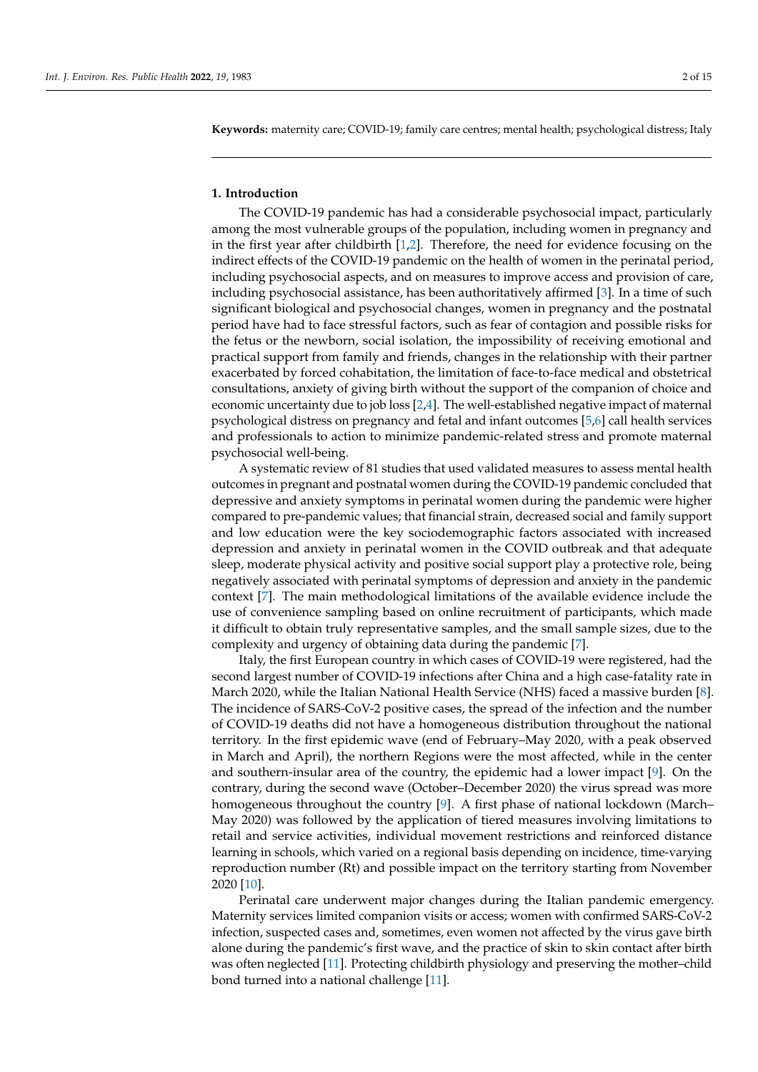**Keywords:** maternity care; COVID-19; family care centres; mental health; psychological distress; Italy

## 1. Introduction

The COVID-19 pandemic has had a considerable psychosocial impact, particularly among the most vulnerable groups of the population, including women in pregnancy and in the first year after childbirth [1,2]. Therefore, the need for evidence focusing on the indirect effects of the COVID-19 pandemic on the health of women in the perinatal period, including psychosocial aspects, and on measures to improve access and provision of care, including psychosocial assistance, has been authoritatively affirmed [3]. In a time of such significant biological and psychosocial changes, women in pregnancy and the postnatal period have had to face stressful factors, such as fear of contagion and possible risks for the fetus or the newborn, social isolation, the impossibility of receiving emotional and practical support from family and friends, changes in the relationship with their partner exacerbated by forced cohabitation, the limitation of face-to-face medical and obstetrical consultations, anxiety of giving birth without the support of the companion of choice and economic uncertainty due to job loss [2,4]. The well-established negative impact of maternal psychological distress on pregnancy and fetal and infant outcomes [5,6] call health services and professionals to action to minimize pandemic-related stress and promote maternal psychosocial well-being.

A systematic review of 81 studies that used validated measures to assess mental health outcomes in pregnant and postnatal women during the COVID-19 pandemic concluded that depressive and anxiety symptoms in perinatal women during the pandemic were higher compared to pre-pandemic values; that financial strain, decreased social and family support and low education were the key sociodemographic factors associated with increased depression and anxiety in perinatal women in the COVID outbreak and that adequate sleep, moderate physical activity and positive social support play a protective role, being negatively associated with perinatal symptoms of depression and anxiety in the pandemic context [7]. The main methodological limitations of the available evidence include the use of convenience sampling based on online recruitment of participants, which made it difficult to obtain truly representative samples, and the small sample sizes, due to the complexity and urgency of obtaining data during the pandemic [7].

Italy, the first European country in which cases of COVID-19 were registered, had the second largest number of COVID-19 infections after China and a high case-fatality rate in March 2020, while the Italian National Health Service (NHS) faced a massive burden [8]. The incidence of SARS-CoV-2 positive cases, the spread of the infection and the number of COVID-19 deaths did not have a homogeneous distribution throughout the national territory. In the first epidemic wave (end of February–May 2020, with a peak observed in March and April), the northern Regions were the most affected, while in the center and southern-insular area of the country, the epidemic had a lower impact [9]. On the contrary, during the second wave (October–December 2020) the virus spread was more homogeneous throughout the country [9]. A first phase of national lockdown (March–May 2020) was followed by the application of tiered measures involving limitations to retail and service activities, individual movement restrictions and reinforced distance learning in schools, which varied on a regional basis depending on incidence, time-varying reproduction number (Rt) and possible impact on the territory starting from November 2020 [10].

Perinatal care underwent major changes during the Italian pandemic emergency. Maternity services limited companion visits or access; women with confirmed SARS-CoV-2 infection, suspected cases and, sometimes, even women not affected by the virus gave birth alone during the pandemic's first wave, and the practice of skin to skin contact after birth was often neglected [11]. Protecting childbirth physiology and preserving the mother–child bond turned into a national challenge [11].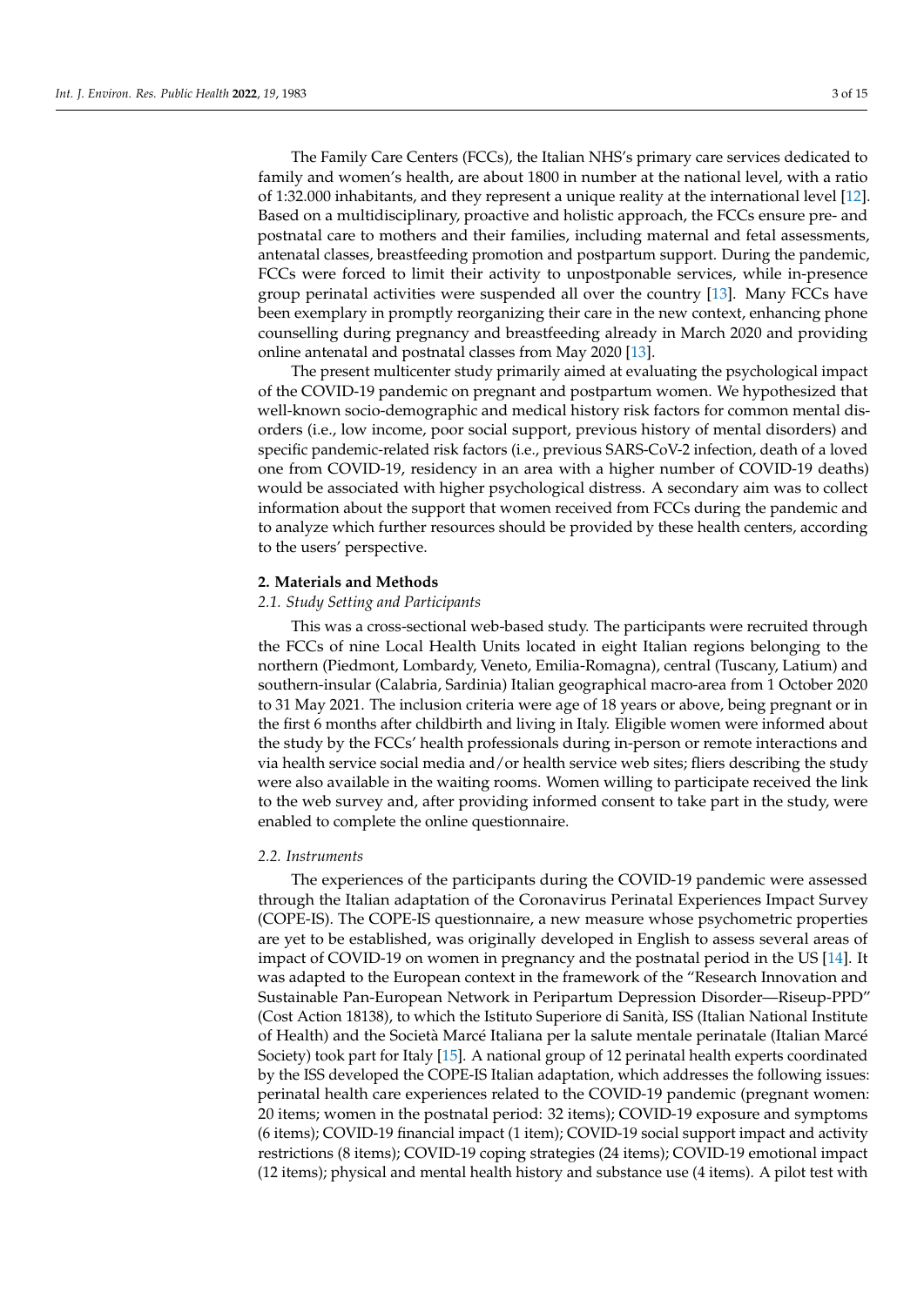The Family Care Centers (FCCs), the Italian NHS's primary care services dedicated to family and women's health, are about 1800 in number at the national level, with a ratio of 1:32.000 inhabitants, and they represent a unique reality at the international level [12]. Based on a multidisciplinary, proactive and holistic approach, the FCCs ensure pre- and postnatal care to mothers and their families, including maternal and fetal assessments, antenatal classes, breastfeeding promotion and postpartum support. During the pandemic, FCCs were forced to limit their activity to unpostponable services, while in-presence group perinatal activities were suspended all over the country [13]. Many FCCs have been exemplary in promptly reorganizing their care in the new context, enhancing phone counselling during pregnancy and breastfeeding already in March 2020 and providing online antenatal and postnatal classes from May 2020 [13].

The present multicenter study primarily aimed at evaluating the psychological impact of the COVID-19 pandemic on pregnant and postpartum women. We hypothesized that well-known socio-demographic and medical history risk factors for common mental disorders (i.e., low income, poor social support, previous history of mental disorders) and specific pandemic-related risk factors (i.e., previous SARS-CoV-2 infection, death of a loved one from COVID-19, residency in an area with a higher number of COVID-19 deaths) would be associated with higher psychological distress. A secondary aim was to collect information about the support that women received from FCCs during the pandemic and to analyze which further resources should be provided by these health centers, according to the users' perspective.

## 2. Materials and Methods

### 2.1. Study Setting and Participants

This was a cross-sectional web-based study. The participants were recruited through the FCCs of nine Local Health Units located in eight Italian regions belonging to the northern (Piedmont, Lombardy, Veneto, Emilia-Romagna), central (Tuscany, Latium) and southern-insular (Calabria, Sardinia) Italian geographical macro-area from 1 October 2020 to 31 May 2021. The inclusion criteria were age of 18 years or above, being pregnant or in the first 6 months after childbirth and living in Italy. Eligible women were informed about the study by the FCCs' health professionals during in-person or remote interactions and via health service social media and/or health service web sites; fliers describing the study were also available in the waiting rooms. Women willing to participate received the link to the web survey and, after providing informed consent to take part in the study, were enabled to complete the online questionnaire.

### 2.2. Instruments

The experiences of the participants during the COVID-19 pandemic were assessed through the Italian adaptation of the Coronavirus Perinatal Experiences Impact Survey (COPE-IS). The COPE-IS questionnaire, a new measure whose psychometric properties are yet to be established, was originally developed in English to assess several areas of impact of COVID-19 on women in pregnancy and the postnatal period in the US [14]. It was adapted to the European context in the framework of the "Research Innovation and Sustainable Pan-European Network in Peripartum Depression Disorder—Riseup-PPD" (Cost Action 18138), to which the Istituto Superiore di Sanità, ISS (Italian National Institute of Health) and the Società Marcé Italiana per la salute mentale perinatale (Italian Marcé Society) took part for Italy [15]. A national group of 12 perinatal health experts coordinated by the ISS developed the COPE-IS Italian adaptation, which addresses the following issues: perinatal health care experiences related to the COVID-19 pandemic (pregnant women: 20 items; women in the postnatal period: 32 items); COVID-19 exposure and symptoms (6 items); COVID-19 financial impact (1 item); COVID-19 social support impact and activity restrictions (8 items); COVID-19 coping strategies (24 items); COVID-19 emotional impact (12 items); physical and mental health history and substance use (4 items). A pilot test with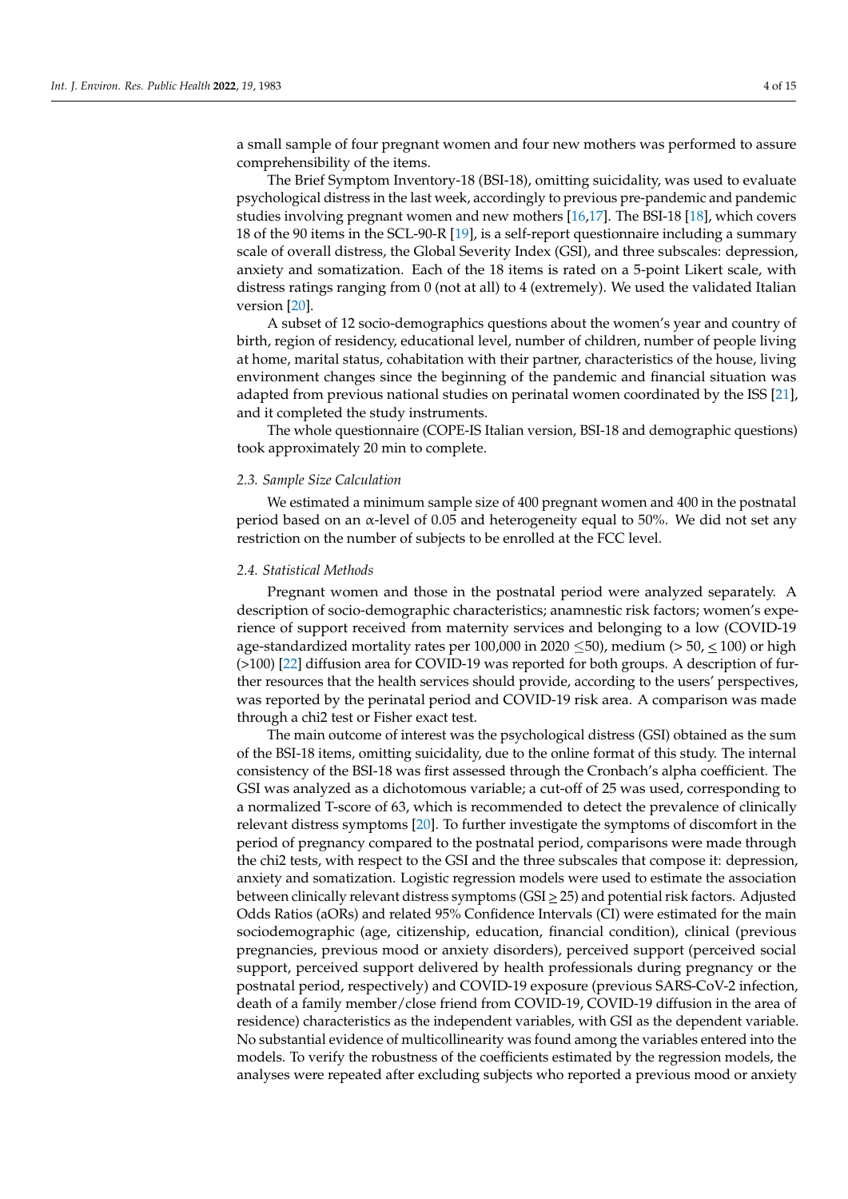a small sample of four pregnant women and four new mothers was performed to assure comprehensibility of the items.

The Brief Symptom Inventory-18 (BSI-18), omitting suicidality, was used to evaluate psychological distress in the last week, accordingly to previous pre-pandemic and pandemic studies involving pregnant women and new mothers [16,17]. The BSI-18 [18], which covers 18 of the 90 items in the SCL-90-R [19], is a self-report questionnaire including a summary scale of overall distress, the Global Severity Index (GSI), and three subscales: depression, anxiety and somatization. Each of the 18 items is rated on a 5-point Likert scale, with distress ratings ranging from 0 (not at all) to 4 (extremely). We used the validated Italian version [20].

A subset of 12 socio-demographics questions about the women's year and country of birth, region of residency, educational level, number of children, number of people living at home, marital status, cohabitation with their partner, characteristics of the house, living environment changes since the beginning of the pandemic and financial situation was adapted from previous national studies on perinatal women coordinated by the ISS [21], and it completed the study instruments.

The whole questionnaire (COPE-IS Italian version, BSI-18 and demographic questions) took approximately 20 min to complete.

### 2.3. Sample Size Calculation

We estimated a minimum sample size of 400 pregnant women and 400 in the postnatal period based on an $\alpha$-level of 0.05 and heterogeneity equal to 50%. We did not set any restriction on the number of subjects to be enrolled at the FCC level.

### 2.4. Statistical Methods

Pregnant women and those in the postnatal period were analyzed separately. A description of socio-demographic characteristics; anamnestic risk factors; women's experience of support received from maternity services and belonging to a low (COVID-19 age-standardized mortality rates per 100,000 in 2020 $\leq$50), medium (> 50, $\leq$ 100) or high (>100) [22] diffusion area for COVID-19 was reported for both groups. A description of further resources that the health services should provide, according to the users' perspectives, was reported by the perinatal period and COVID-19 risk area. A comparison was made through a chi2 test or Fisher exact test.

The main outcome of interest was the psychological distress (GSI) obtained as the sum of the BSI-18 items, omitting suicidality, due to the online format of this study. The internal consistency of the BSI-18 was first assessed through the Cronbach's alpha coefficient. The GSI was analyzed as a dichotomous variable; a cut-off of 25 was used, corresponding to a normalized T-score of 63, which is recommended to detect the prevalence of clinically relevant distress symptoms [20]. To further investigate the symptoms of discomfort in the period of pregnancy compared to the postnatal period, comparisons were made through the chi2 tests, with respect to the GSI and the three subscales that compose it: depression, anxiety and somatization. Logistic regression models were used to estimate the association between clinically relevant distress symptoms (GSI $\geq$ 25) and potential risk factors. Adjusted Odds Ratios (aORs) and related 95% Confidence Intervals (CI) were estimated for the main sociodemographic (age, citizenship, education, financial condition), clinical (previous pregnancies, previous mood or anxiety disorders), perceived support (perceived social support, perceived support delivered by health professionals during pregnancy or the postnatal period, respectively) and COVID-19 exposure (previous SARS-CoV-2 infection, death of a family member/close friend from COVID-19, COVID-19 diffusion in the area of residence) characteristics as the independent variables, with GSI as the dependent variable. No substantial evidence of multicollinearity was found among the variables entered into the models. To verify the robustness of the coefficients estimated by the regression models, the analyses were repeated after excluding subjects who reported a previous mood or anxiety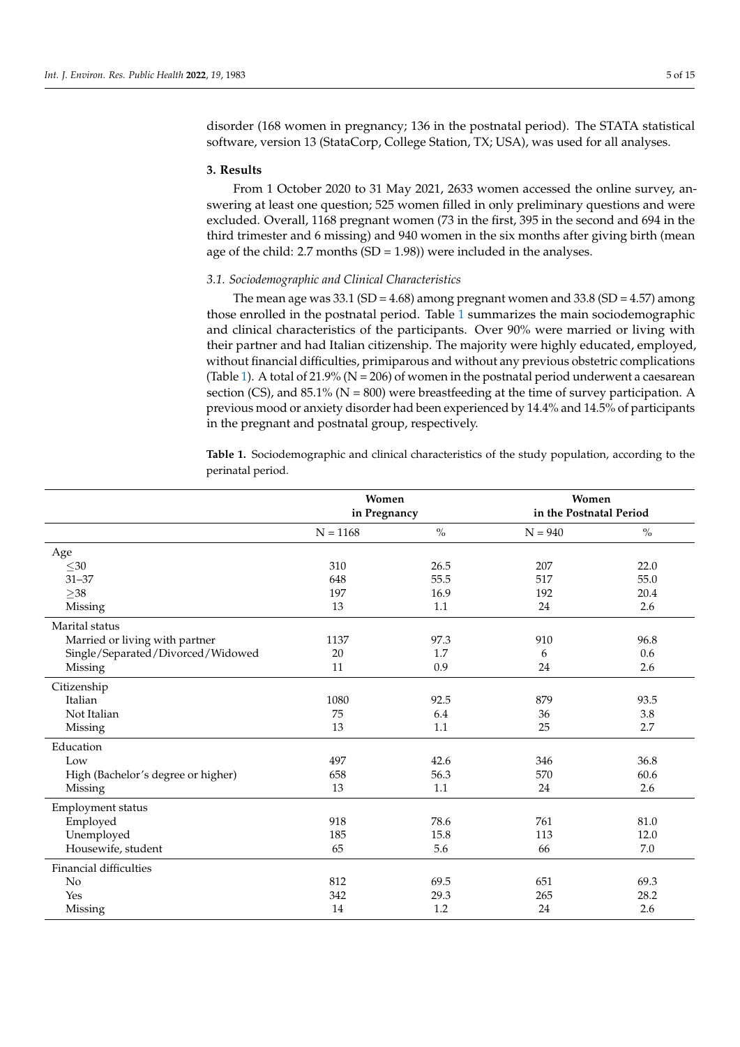disorder (168 women in pregnancy; 136 in the postnatal period). The STATA statistical software, version 13 (StataCorp, College Station, TX; USA), was used for all analyses.

## 3. Results

From 1 October 2020 to 31 May 2021, 2633 women accessed the online survey, answering at least one question; 525 women filled in only preliminary questions and were excluded. Overall, 1168 pregnant women (73 in the first, 395 in the second and 694 in the third trimester and 6 missing) and 940 women in the six months after giving birth (mean age of the child: 2.7 months (SD = 1.98)) were included in the analyses.

### *3.1. Sociodemographic and Clinical Characteristics*

The mean age was 33.1 (SD = 4.68) among pregnant women and 33.8 (SD = 4.57) among those enrolled in the postnatal period. Table 1 summarizes the main sociodemographic and clinical characteristics of the participants. Over 90% were married or living with their partner and had Italian citizenship. The majority were highly educated, employed, without financial difficulties, primiparous and without any previous obstetric complications (Table 1). A total of 21.9% (N = 206) of women in the postnatal period underwent a caesarean section (CS), and 85.1% (N = 800) were breastfeeding at the time of survey participation. A previous mood or anxiety disorder had been experienced by 14.4% and 14.5% of participants in the pregnant and postnatal group, respectively.

**Table 1.** Sociodemographic and clinical characteristics of the study population, according to the perinatal period.

| | Women in Pregnancy | | Women in the Postnatal Period | |
|---|---|---|---|---|
| | N = 1168 | % | N = 940 | % |
| **Age** | | | | |
| ≤30 | 310 | 26.5 | 207 | 22.0 |
| 31–37 | 648 | 55.5 | 517 | 55.0 |
| ≥38 | 197 | 16.9 | 192 | 20.4 |
| Missing | 13 | 1.1 | 24 | 2.6 |
| **Marital status** | | | | |
| Married or living with partner | 1137 | 97.3 | 910 | 96.8 |
| Single/Separated/Divorced/Widowed | 20 | 1.7 | 6 | 0.6 |
| Missing | 11 | 0.9 | 24 | 2.6 |
| **Citizenship** | | | | |
| Italian | 1080 | 92.5 | 879 | 93.5 |
| Not Italian | 75 | 6.4 | 36 | 3.8 |
| Missing | 13 | 1.1 | 25 | 2.7 |
| **Education** | | | | |
| Low | 497 | 42.6 | 346 | 36.8 |
| High (Bachelor's degree or higher) | 658 | 56.3 | 570 | 60.6 |
| Missing | 13 | 1.1 | 24 | 2.6 |
| **Employment status** | | | | |
| Employed | 918 | 78.6 | 761 | 81.0 |
| Unemployed | 185 | 15.8 | 113 | 12.0 |
| Housewife, student | 65 | 5.6 | 66 | 7.0 |
| **Financial difficulties** | | | | |
| No | 812 | 69.5 | 651 | 69.3 |
| Yes | 342 | 29.3 | 265 | 28.2 |
| Missing | 14 | 1.2 | 24 | 2.6 |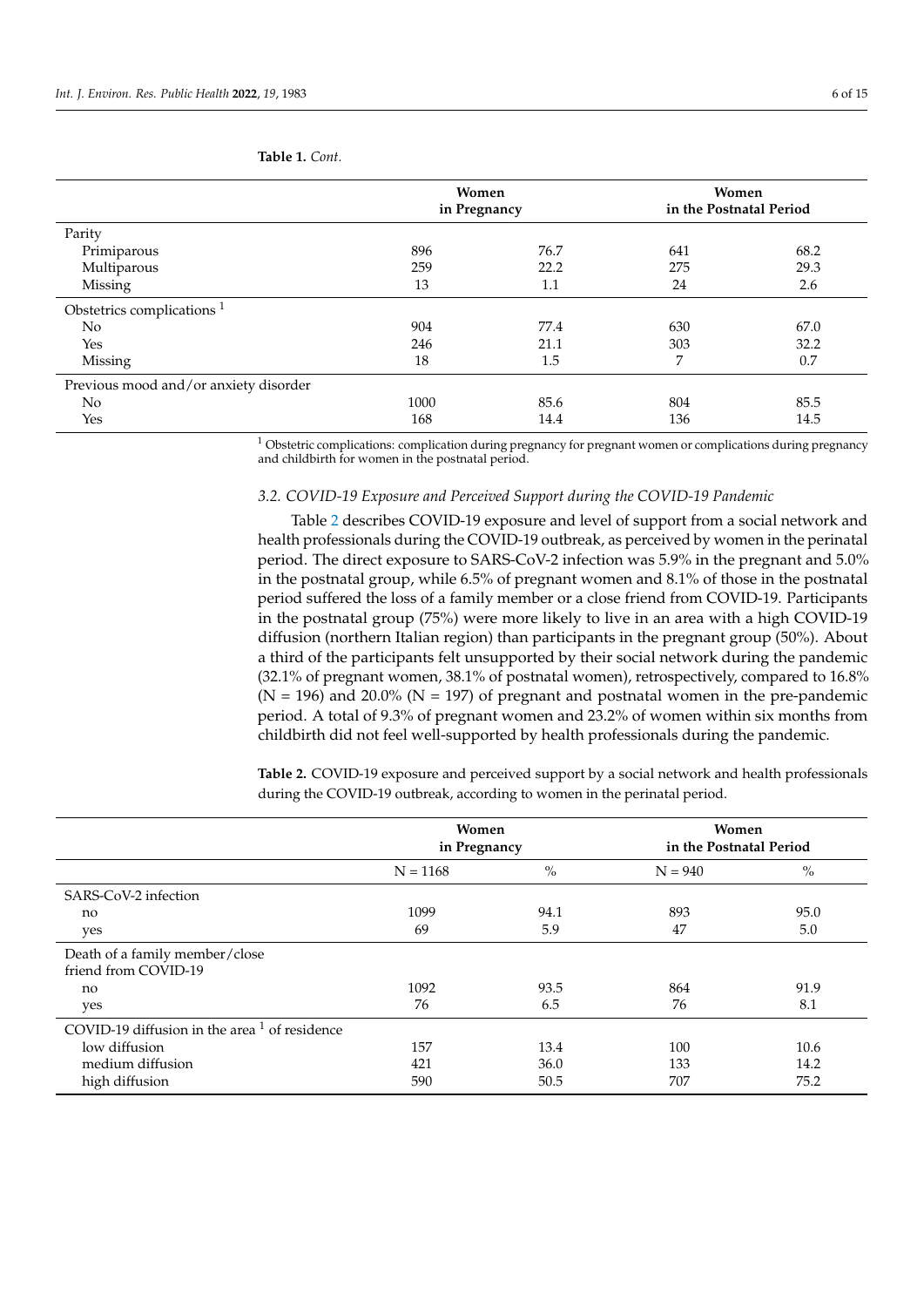**Table 1.** *Cont.*

| | Women in Pregnancy | | Women in the Postnatal Period | |
|---|---|---|---|---|
| Parity | | | | |
| Primiparous | 896 | 76.7 | 641 | 68.2 |
| Multiparous | 259 | 22.2 | 275 | 29.3 |
| Missing | 13 | 1.1 | 24 | 2.6 |
| Obstetrics complications [1] | | | | |
| No | 904 | 77.4 | 630 | 67.0 |
| Yes | 246 | 21.1 | 303 | 32.2 |
| Missing | 18 | 1.5 | 7 | 0.7 |
| Previous mood and/or anxiety disorder | | | | |
| No | 1000 | 85.6 | 804 | 85.5 |
| Yes | 168 | 14.4 | 136 | 14.5 |

[1] Obstetric complications: complication during pregnancy for pregnant women or complications during pregnancy and childbirth for women in the postnatal period.

### *3.2. COVID-19 Exposure and Perceived Support during the COVID-19 Pandemic*

Table 2 describes COVID-19 exposure and level of support from a social network and health professionals during the COVID-19 outbreak, as perceived by women in the perinatal period. The direct exposure to SARS-CoV-2 infection was 5.9% in the pregnant and 5.0% in the postnatal group, while 6.5% of pregnant women and 8.1% of those in the postnatal period suffered the loss of a family member or a close friend from COVID-19. Participants in the postnatal group (75%) were more likely to live in an area with a high COVID-19 diffusion (northern Italian region) than participants in the pregnant group (50%). About a third of the participants felt unsupported by their social network during the pandemic (32.1% of pregnant women, 38.1% of postnatal women), retrospectively, compared to 16.8% (N = 196) and 20.0% (N = 197) of pregnant and postnatal women in the pre-pandemic period. A total of 9.3% of pregnant women and 23.2% of women within six months from childbirth did not feel well-supported by health professionals during the pandemic.

**Table 2.** COVID-19 exposure and perceived support by a social network and health professionals during the COVID-19 outbreak, according to women in the perinatal period.

| | Women in Pregnancy | | Women in the Postnatal Period | |
|---|---|---|---|---|
| | N = 1168 | % | N = 940 | % |
| SARS-CoV-2 infection | | | | |
| no | 1099 | 94.1 | 893 | 95.0 |
| yes | 69 | 5.9 | 47 | 5.0 |
| Death of a family member/close friend from COVID-19 | | | | |
| no | 1092 | 93.5 | 864 | 91.9 |
| yes | 76 | 6.5 | 76 | 8.1 |
| COVID-19 diffusion in the area [1] of residence | | | | |
| low diffusion | 157 | 13.4 | 100 | 10.6 |
| medium diffusion | 421 | 36.0 | 133 | 14.2 |
| high diffusion | 590 | 50.5 | 707 | 75.2 |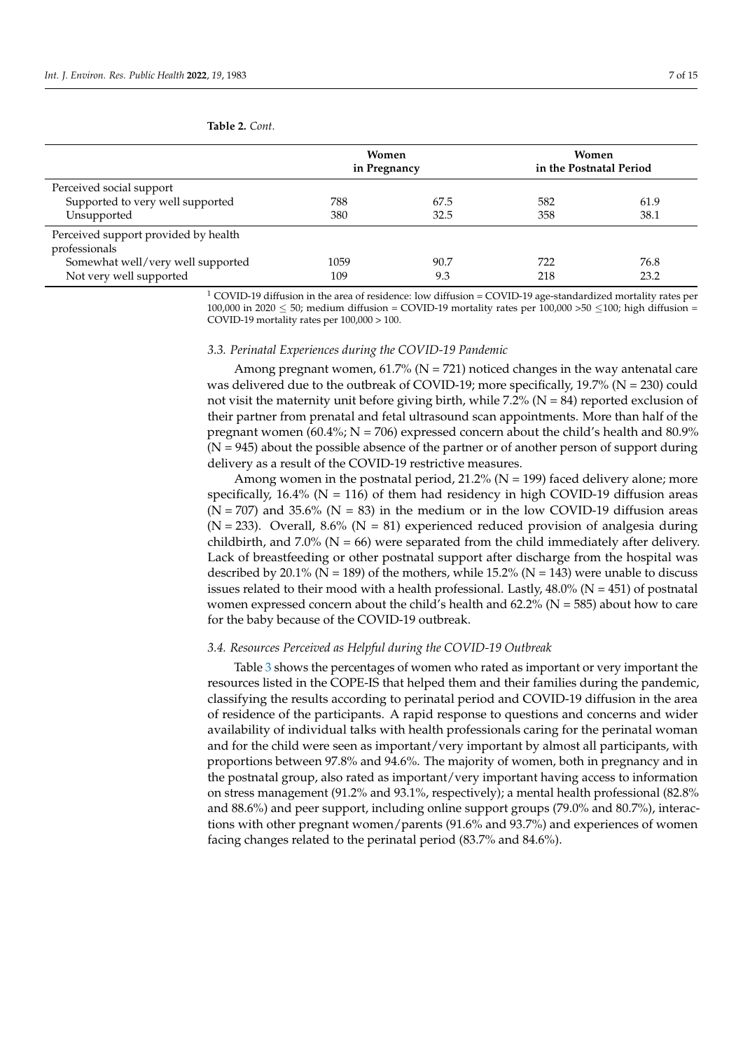**Table 2.** *Cont.*

| | Women in Pregnancy | | Women in the Postnatal Period | |
|---|---|---|---|---|
| Perceived social support | | | | |
| Supported to very well supported | 788 | 67.5 | 582 | 61.9 |
| Unsupported | 380 | 32.5 | 358 | 38.1 |
| Perceived support provided by health professionals | | | | |
| Somewhat well/very well supported | 1059 | 90.7 | 722 | 76.8 |
| Not very well supported | 109 | 9.3 | 218 | 23.2 |

[1] COVID-19 diffusion in the area of residence: low diffusion = COVID-19 age-standardized mortality rates per 100,000 in 2020 $\leq$ 50; medium diffusion = COVID-19 mortality rates per 100,000 >50 $\leq$100; high diffusion = COVID-19 mortality rates per 100,000 > 100.

### *3.3. Perinatal Experiences during the COVID-19 Pandemic*

Among pregnant women, 61.7% (N = 721) noticed changes in the way antenatal care was delivered due to the outbreak of COVID-19; more specifically, 19.7% (N = 230) could not visit the maternity unit before giving birth, while 7.2% (N = 84) reported exclusion of their partner from prenatal and fetal ultrasound scan appointments. More than half of the pregnant women (60.4%; N = 706) expressed concern about the child's health and 80.9% (N = 945) about the possible absence of the partner or of another person of support during delivery as a result of the COVID-19 restrictive measures.

Among women in the postnatal period, 21.2% (N = 199) faced delivery alone; more specifically, 16.4% (N = 116) of them had residency in high COVID-19 diffusion areas (N = 707) and 35.6% (N = 83) in the medium or in the low COVID-19 diffusion areas (N = 233). Overall, 8.6% (N = 81) experienced reduced provision of analgesia during childbirth, and 7.0% (N = 66) were separated from the child immediately after delivery. Lack of breastfeeding or other postnatal support after discharge from the hospital was described by 20.1% (N = 189) of the mothers, while 15.2% (N = 143) were unable to discuss issues related to their mood with a health professional. Lastly, 48.0% (N = 451) of postnatal women expressed concern about the child's health and 62.2% (N = 585) about how to care for the baby because of the COVID-19 outbreak.

### *3.4. Resources Perceived as Helpful during the COVID-19 Outbreak*

Table 3 shows the percentages of women who rated as important or very important the resources listed in the COPE-IS that helped them and their families during the pandemic, classifying the results according to perinatal period and COVID-19 diffusion in the area of residence of the participants. A rapid response to questions and concerns and wider availability of individual talks with health professionals caring for the perinatal woman and for the child were seen as important/very important by almost all participants, with proportions between 97.8% and 94.6%. The majority of women, both in pregnancy and in the postnatal group, also rated as important/very important having access to information on stress management (91.2% and 93.1%, respectively); a mental health professional (82.8% and 88.6%) and peer support, including online support groups (79.0% and 80.7%), interactions with other pregnant women/parents (91.6% and 93.7%) and experiences of women facing changes related to the perinatal period (83.7% and 84.6%).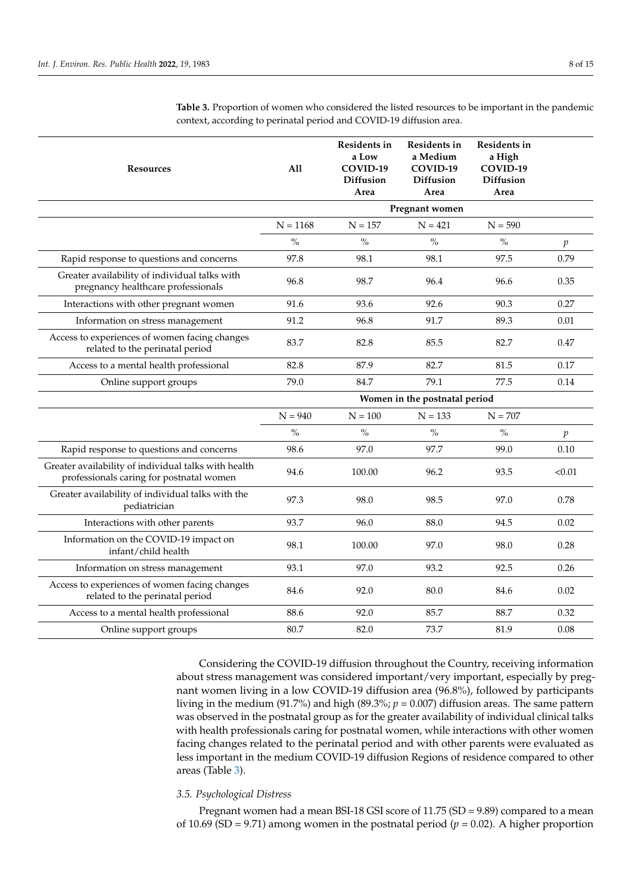**Table 3.** Proportion of women who considered the listed resources to be important in the pandemic context, according to perinatal period and COVID-19 diffusion area.

| Resources | All | Residents in a Low COVID-19 Diffusion Area | Residents in a Medium COVID-19 Diffusion Area | Residents in a High COVID-19 Diffusion Area | |
|---|---|---|---|---|---|
| | | | Pregnant women | | |
| | N = 1168 | N = 157 | N = 421 | N = 590 | |
| | % | % | % | % | $p$ |
| Rapid response to questions and concerns | 97.8 | 98.1 | 98.1 | 97.5 | 0.79 |
| Greater availability of individual talks with pregnancy healthcare professionals | 96.8 | 98.7 | 96.4 | 96.6 | 0.35 |
| Interactions with other pregnant women | 91.6 | 93.6 | 92.6 | 90.3 | 0.27 |
| Information on stress management | 91.2 | 96.8 | 91.7 | 89.3 | 0.01 |
| Access to experiences of women facing changes related to the perinatal period | 83.7 | 82.8 | 85.5 | 82.7 | 0.47 |
| Access to a mental health professional | 82.8 | 87.9 | 82.7 | 81.5 | 0.17 |
| Online support groups | 79.0 | 84.7 | 79.1 | 77.5 | 0.14 |
| | | | Women in the postnatal period | | |
| | N = 940 | N = 100 | N = 133 | N = 707 | |
| | % | % | % | % | $p$ |
| Rapid response to questions and concerns | 98.6 | 97.0 | 97.7 | 99.0 | 0.10 |
| Greater availability of individual talks with health professionals caring for postnatal women | 94.6 | 100.00 | 96.2 | 93.5 | <0.01 |
| Greater availability of individual talks with the pediatrician | 97.3 | 98.0 | 98.5 | 97.0 | 0.78 |
| Interactions with other parents | 93.7 | 96.0 | 88.0 | 94.5 | 0.02 |
| Information on the COVID-19 impact on infant/child health | 98.1 | 100.00 | 97.0 | 98.0 | 0.28 |
| Information on stress management | 93.1 | 97.0 | 93.2 | 92.5 | 0.26 |
| Access to experiences of women facing changes related to the perinatal period | 84.6 | 92.0 | 80.0 | 84.6 | 0.02 |
| Access to a mental health professional | 88.6 | 92.0 | 85.7 | 88.7 | 0.32 |
| Online support groups | 80.7 | 82.0 | 73.7 | 81.9 | 0.08 |

Considering the COVID-19 diffusion throughout the Country, receiving information about stress management was considered important/very important, especially by pregnant women living in a low COVID-19 diffusion area (96.8%), followed by participants living in the medium (91.7%) and high (89.3%; $p = 0.007$) diffusion areas. The same pattern was observed in the postnatal group as for the greater availability of individual clinical talks with health professionals caring for postnatal women, while interactions with other women facing changes related to the perinatal period and with other parents were evaluated as less important in the medium COVID-19 diffusion Regions of residence compared to other areas (Table 3).

### 3.5. Psychological Distress

Pregnant women had a mean BSI-18 GSI score of 11.75 (SD = 9.89) compared to a mean of 10.69 (SD = 9.71) among women in the postnatal period ($p = 0.02$). A higher proportion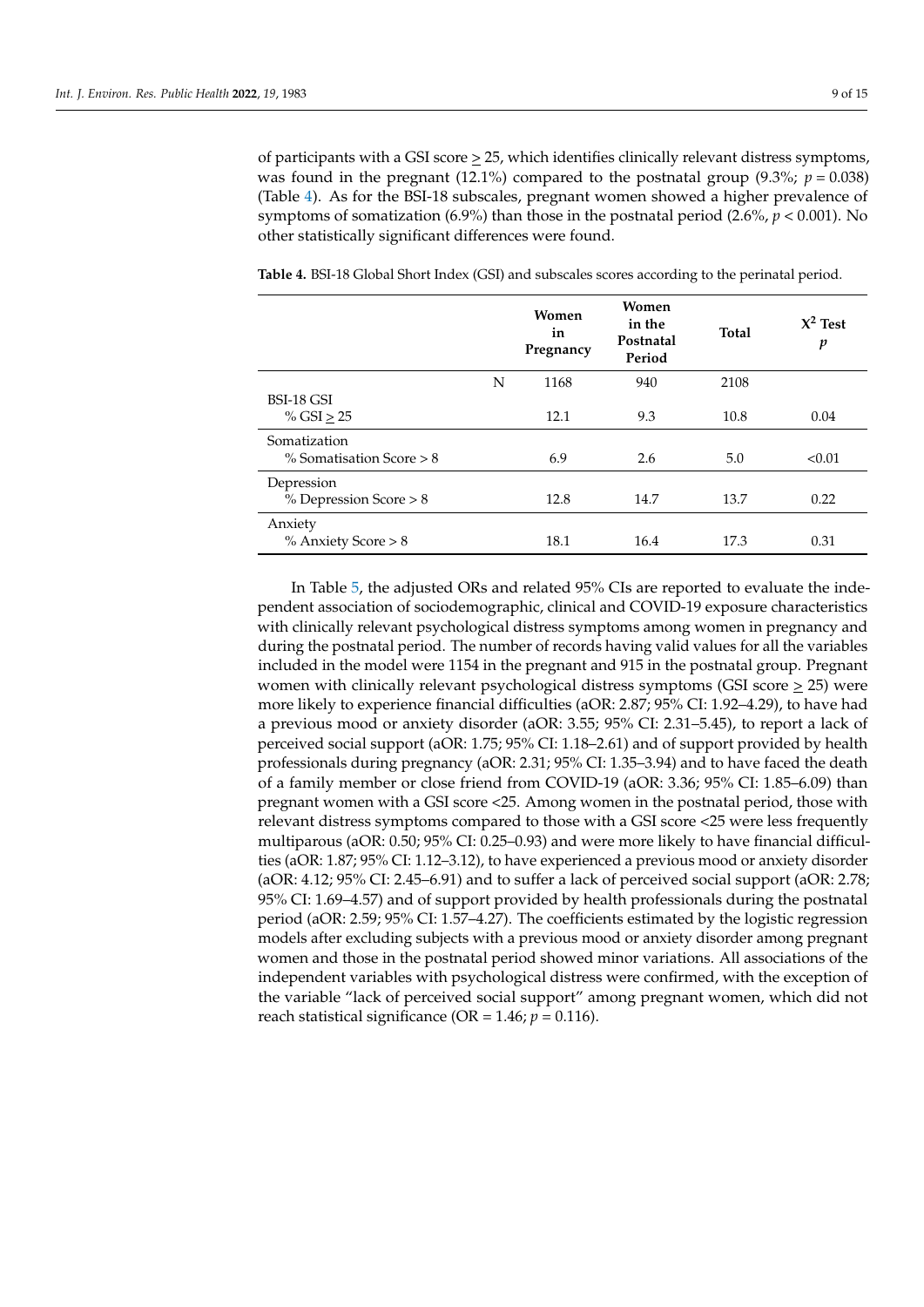of participants with a GSI score ≥ 25, which identifies clinically relevant distress symptoms, was found in the pregnant (12.1%) compared to the postnatal group (9.3%; $p = 0.038$) (Table 4). As for the BSI-18 subscales, pregnant women showed a higher prevalence of symptoms of somatization (6.9%) than those in the postnatal period (2.6%, $p < 0.001$). No other statistically significant differences were found.

**Table 4.** BSI-18 Global Short Index (GSI) and subscales scores according to the perinatal period.

| | | Women in Pregnancy | Women in the Postnatal Period | Total | $X^2$ Test $p$ |
|---|---|---|---|---|---|
| | N | 1168 | 940 | 2108 | |
| BSI-18 GSI<br>% GSI ≥ 25 | | 12.1 | 9.3 | 10.8 | 0.04 |
| Somatization<br>% Somatisation Score > 8 | | 6.9 | 2.6 | 5.0 | <0.01 |
| Depression<br>% Depression Score > 8 | | 12.8 | 14.7 | 13.7 | 0.22 |
| Anxiety<br>% Anxiety Score > 8 | | 18.1 | 16.4 | 17.3 | 0.31 |

In Table 5, the adjusted ORs and related 95% CIs are reported to evaluate the independent association of sociodemographic, clinical and COVID-19 exposure characteristics with clinically relevant psychological distress symptoms among women in pregnancy and during the postnatal period. The number of records having valid values for all the variables included in the model were 1154 in the pregnant and 915 in the postnatal group. Pregnant women with clinically relevant psychological distress symptoms (GSI score ≥ 25) were more likely to experience financial difficulties (aOR: 2.87; 95% CI: 1.92–4.29), to have had a previous mood or anxiety disorder (aOR: 3.55; 95% CI: 2.31–5.45), to report a lack of perceived social support (aOR: 1.75; 95% CI: 1.18–2.61) and of support provided by health professionals during pregnancy (aOR: 2.31; 95% CI: 1.35–3.94) and to have faced the death of a family member or close friend from COVID-19 (aOR: 3.36; 95% CI: 1.85–6.09) than pregnant women with a GSI score <25. Among women in the postnatal period, those with relevant distress symptoms compared to those with a GSI score <25 were less frequently multiparous (aOR: 0.50; 95% CI: 0.25–0.93) and were more likely to have financial difficulties (aOR: 1.87; 95% CI: 1.12–3.12), to have experienced a previous mood or anxiety disorder (aOR: 4.12; 95% CI: 2.45–6.91) and to suffer a lack of perceived social support (aOR: 2.78; 95% CI: 1.69–4.57) and of support provided by health professionals during the postnatal period (aOR: 2.59; 95% CI: 1.57–4.27). The coefficients estimated by the logistic regression models after excluding subjects with a previous mood or anxiety disorder among pregnant women and those in the postnatal period showed minor variations. All associations of the independent variables with psychological distress were confirmed, with the exception of the variable "lack of perceived social support" among pregnant women, which did not reach statistical significance (OR = 1.46; $p = 0.116$).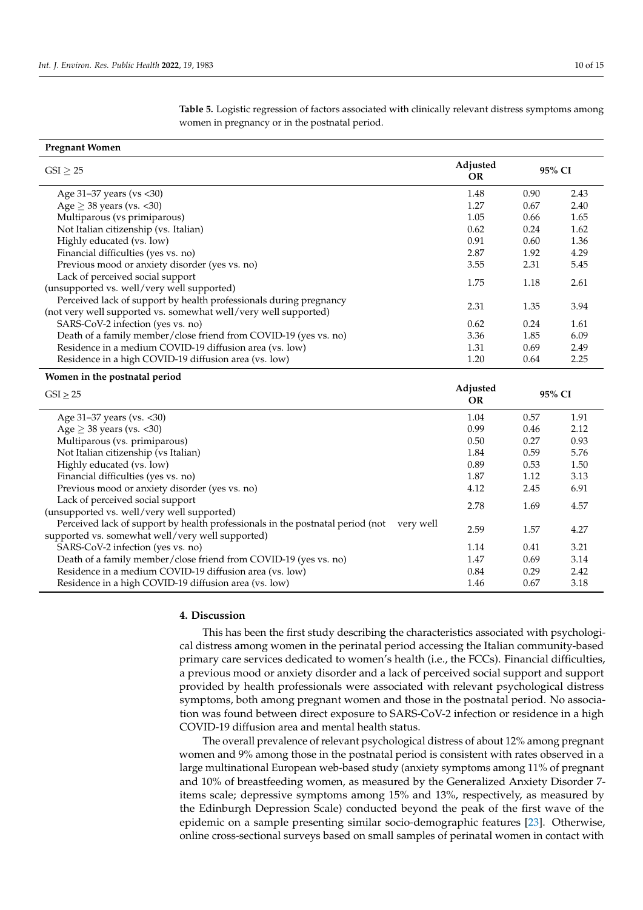**Table 5.** Logistic regression of factors associated with clinically relevant distress symptoms among women in pregnancy or in the postnatal period.

| **Pregnant Women** | | | |
|---|---|---|---|
| GSI ≥ 25 | **Adjusted OR** | **95% CI** | |
| Age 31–37 years (vs <30) | 1.48 | 0.90 | 2.43 |
| Age ≥ 38 years (vs. <30) | 1.27 | 0.67 | 2.40 |
| Multiparous (vs primiparous) | 1.05 | 0.66 | 1.65 |
| Not Italian citizenship (vs. Italian) | 0.62 | 0.24 | 1.62 |
| Highly educated (vs. low) | 0.91 | 0.60 | 1.36 |
| Financial difficulties (yes vs. no) | 2.87 | 1.92 | 4.29 |
| Previous mood or anxiety disorder (yes vs. no) | 3.55 | 2.31 | 5.45 |
| Lack of perceived social support (unsupported vs. well/very well supported) | 1.75 | 1.18 | 2.61 |
| Perceived lack of support by health professionals during pregnancy (not very well supported vs. somewhat well/very well supported) | 2.31 | 1.35 | 3.94 |
| SARS-CoV-2 infection (yes vs. no) | 0.62 | 0.24 | 1.61 |
| Death of a family member/close friend from COVID-19 (yes vs. no) | 3.36 | 1.85 | 6.09 |
| Residence in a medium COVID-19 diffusion area (vs. low) | 1.31 | 0.69 | 2.49 |
| Residence in a high COVID-19 diffusion area (vs. low) | 1.20 | 0.64 | 2.25 |
| **Women in the postnatal period** | | | |
| GSI ≥ 25 | **Adjusted OR** | **95% CI** | |
| Age 31–37 years (vs. <30) | 1.04 | 0.57 | 1.91 |
| Age ≥ 38 years (vs. <30) | 0.99 | 0.46 | 2.12 |
| Multiparous (vs. primiparous) | 0.50 | 0.27 | 0.93 |
| Not Italian citizenship (vs Italian) | 1.84 | 0.59 | 5.76 |
| Highly educated (vs. low) | 0.89 | 0.53 | 1.50 |
| Financial difficulties (yes vs. no) | 1.87 | 1.12 | 3.13 |
| Previous mood or anxiety disorder (yes vs. no) | 4.12 | 2.45 | 6.91 |
| Lack of perceived social support (unsupported vs. well/very well supported) | 2.78 | 1.69 | 4.57 |
| Perceived lack of support by health professionals in the postnatal period (not very well supported vs. somewhat well/very well supported) | 2.59 | 1.57 | 4.27 |
| SARS-CoV-2 infection (yes vs. no) | 1.14 | 0.41 | 3.21 |
| Death of a family member/close friend from COVID-19 (yes vs. no) | 1.47 | 0.69 | 3.14 |
| Residence in a medium COVID-19 diffusion area (vs. low) | 0.84 | 0.29 | 2.42 |
| Residence in a high COVID-19 diffusion area (vs. low) | 1.46 | 0.67 | 3.18 |

## 4. Discussion

This has been the first study describing the characteristics associated with psychological distress among women in the perinatal period accessing the Italian community-based primary care services dedicated to women's health (i.e., the FCCs). Financial difficulties, a previous mood or anxiety disorder and a lack of perceived social support and support provided by health professionals were associated with relevant psychological distress symptoms, both among pregnant women and those in the postnatal period. No association was found between direct exposure to SARS-CoV-2 infection or residence in a high COVID-19 diffusion area and mental health status.

The overall prevalence of relevant psychological distress of about 12% among pregnant women and 9% among those in the postnatal period is consistent with rates observed in a large multinational European web-based study (anxiety symptoms among 11% of pregnant and 10% of breastfeeding women, as measured by the Generalized Anxiety Disorder 7-items scale; depressive symptoms among 15% and 13%, respectively, as measured by the Edinburgh Depression Scale) conducted beyond the peak of the first wave of the epidemic on a sample presenting similar socio-demographic features [23]. Otherwise, online cross-sectional surveys based on small samples of perinatal women in contact with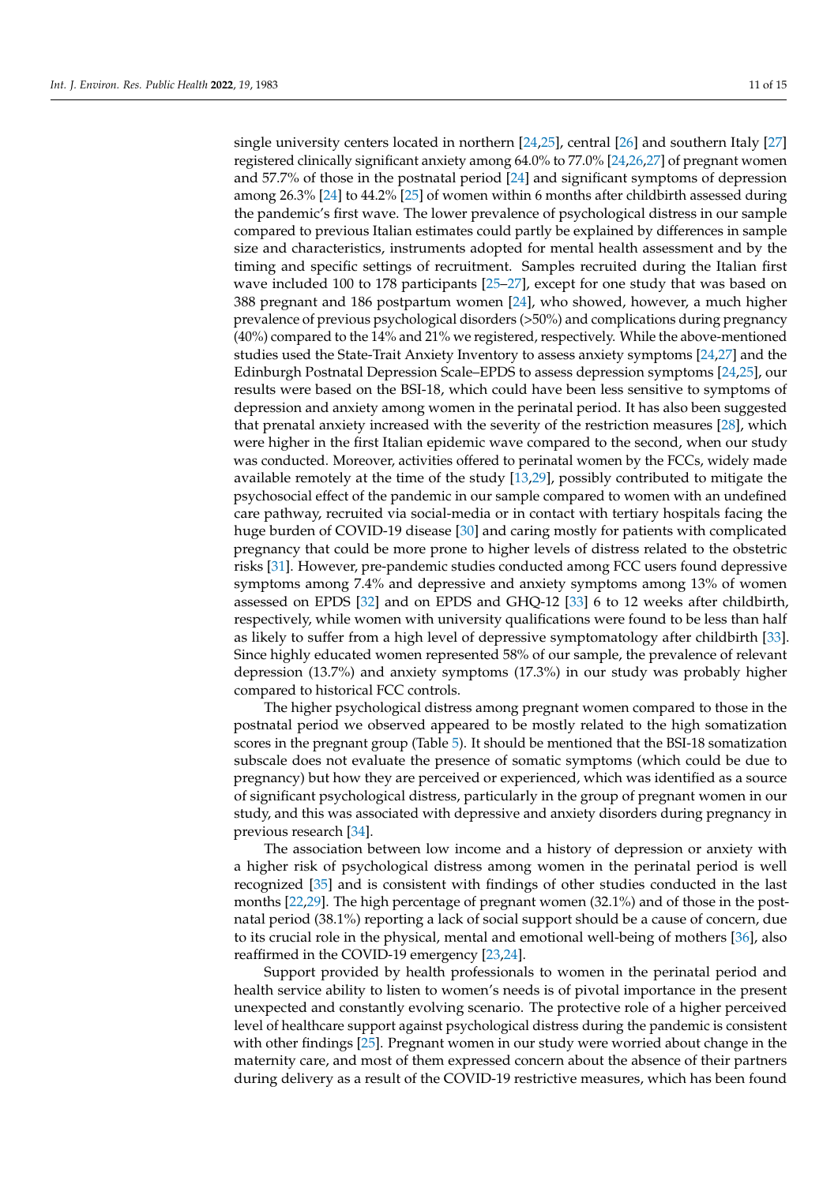single university centers located in northern [24,25], central [26] and southern Italy [27] registered clinically significant anxiety among 64.0% to 77.0% [24,26,27] of pregnant women and 57.7% of those in the postnatal period [24] and significant symptoms of depression among 26.3% [24] to 44.2% [25] of women within 6 months after childbirth assessed during the pandemic's first wave. The lower prevalence of psychological distress in our sample compared to previous Italian estimates could partly be explained by differences in sample size and characteristics, instruments adopted for mental health assessment and by the timing and specific settings of recruitment. Samples recruited during the Italian first wave included 100 to 178 participants [25–27], except for one study that was based on 388 pregnant and 186 postpartum women [24], who showed, however, a much higher prevalence of previous psychological disorders (>50%) and complications during pregnancy (40%) compared to the 14% and 21% we registered, respectively. While the above-mentioned studies used the State-Trait Anxiety Inventory to assess anxiety symptoms [24,27] and the Edinburgh Postnatal Depression Scale–EPDS to assess depression symptoms [24,25], our results were based on the BSI-18, which could have been less sensitive to symptoms of depression and anxiety among women in the perinatal period. It has also been suggested that prenatal anxiety increased with the severity of the restriction measures [28], which were higher in the first Italian epidemic wave compared to the second, when our study was conducted. Moreover, activities offered to perinatal women by the FCCs, widely made available remotely at the time of the study [13,29], possibly contributed to mitigate the psychosocial effect of the pandemic in our sample compared to women with an undefined care pathway, recruited via social-media or in contact with tertiary hospitals facing the huge burden of COVID-19 disease [30] and caring mostly for patients with complicated pregnancy that could be more prone to higher levels of distress related to the obstetric risks [31]. However, pre-pandemic studies conducted among FCC users found depressive symptoms among 7.4% and depressive and anxiety symptoms among 13% of women assessed on EPDS [32] and on EPDS and GHQ-12 [33] 6 to 12 weeks after childbirth, respectively, while women with university qualifications were found to be less than half as likely to suffer from a high level of depressive symptomatology after childbirth [33]. Since highly educated women represented 58% of our sample, the prevalence of relevant depression (13.7%) and anxiety symptoms (17.3%) in our study was probably higher compared to historical FCC controls.

The higher psychological distress among pregnant women compared to those in the postnatal period we observed appeared to be mostly related to the high somatization scores in the pregnant group (Table 5). It should be mentioned that the BSI-18 somatization subscale does not evaluate the presence of somatic symptoms (which could be due to pregnancy) but how they are perceived or experienced, which was identified as a source of significant psychological distress, particularly in the group of pregnant women in our study, and this was associated with depressive and anxiety disorders during pregnancy in previous research [34].

The association between low income and a history of depression or anxiety with a higher risk of psychological distress among women in the perinatal period is well recognized [35] and is consistent with findings of other studies conducted in the last months [22,29]. The high percentage of pregnant women (32.1%) and of those in the postnatal period (38.1%) reporting a lack of social support should be a cause of concern, due to its crucial role in the physical, mental and emotional well-being of mothers [36], also reaffirmed in the COVID-19 emergency [23,24].

Support provided by health professionals to women in the perinatal period and health service ability to listen to women's needs is of pivotal importance in the present unexpected and constantly evolving scenario. The protective role of a higher perceived level of healthcare support against psychological distress during the pandemic is consistent with other findings [25]. Pregnant women in our study were worried about change in the maternity care, and most of them expressed concern about the absence of their partners during delivery as a result of the COVID-19 restrictive measures, which has been found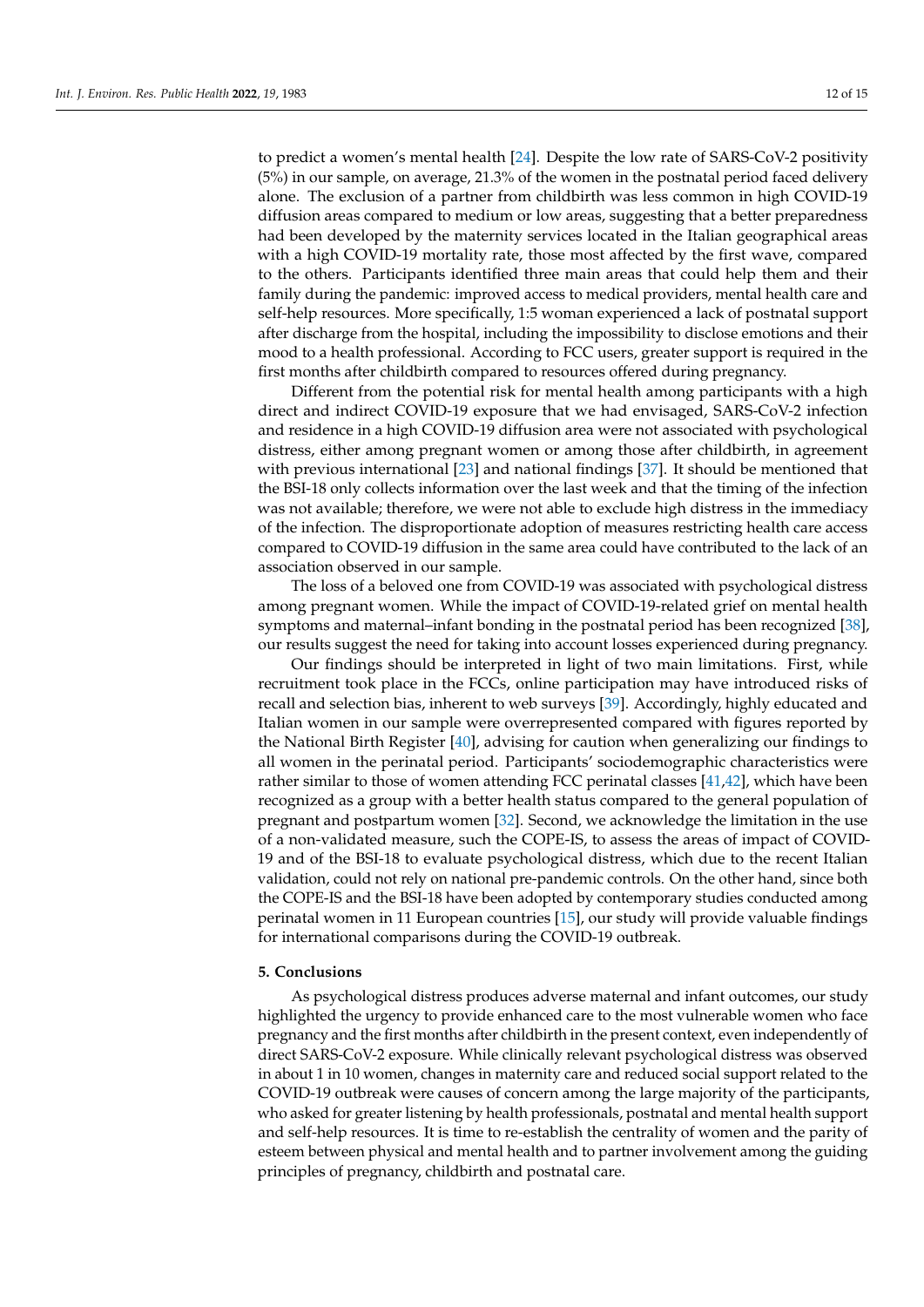to predict a women's mental health [24]. Despite the low rate of SARS-CoV-2 positivity (5%) in our sample, on average, 21.3% of the women in the postnatal period faced delivery alone. The exclusion of a partner from childbirth was less common in high COVID-19 diffusion areas compared to medium or low areas, suggesting that a better preparedness had been developed by the maternity services located in the Italian geographical areas with a high COVID-19 mortality rate, those most affected by the first wave, compared to the others. Participants identified three main areas that could help them and their family during the pandemic: improved access to medical providers, mental health care and self-help resources. More specifically, 1:5 woman experienced a lack of postnatal support after discharge from the hospital, including the impossibility to disclose emotions and their mood to a health professional. According to FCC users, greater support is required in the first months after childbirth compared to resources offered during pregnancy.

Different from the potential risk for mental health among participants with a high direct and indirect COVID-19 exposure that we had envisaged, SARS-CoV-2 infection and residence in a high COVID-19 diffusion area were not associated with psychological distress, either among pregnant women or among those after childbirth, in agreement with previous international [23] and national findings [37]. It should be mentioned that the BSI-18 only collects information over the last week and that the timing of the infection was not available; therefore, we were not able to exclude high distress in the immediacy of the infection. The disproportionate adoption of measures restricting health care access compared to COVID-19 diffusion in the same area could have contributed to the lack of an association observed in our sample.

The loss of a beloved one from COVID-19 was associated with psychological distress among pregnant women. While the impact of COVID-19-related grief on mental health symptoms and maternal–infant bonding in the postnatal period has been recognized [38], our results suggest the need for taking into account losses experienced during pregnancy.

Our findings should be interpreted in light of two main limitations. First, while recruitment took place in the FCCs, online participation may have introduced risks of recall and selection bias, inherent to web surveys [39]. Accordingly, highly educated and Italian women in our sample were overrepresented compared with figures reported by the National Birth Register [40], advising for caution when generalizing our findings to all women in the perinatal period. Participants' sociodemographic characteristics were rather similar to those of women attending FCC perinatal classes [41,42], which have been recognized as a group with a better health status compared to the general population of pregnant and postpartum women [32]. Second, we acknowledge the limitation in the use of a non-validated measure, such the COPE-IS, to assess the areas of impact of COVID-19 and of the BSI-18 to evaluate psychological distress, which due to the recent Italian validation, could not rely on national pre-pandemic controls. On the other hand, since both the COPE-IS and the BSI-18 have been adopted by contemporary studies conducted among perinatal women in 11 European countries [15], our study will provide valuable findings for international comparisons during the COVID-19 outbreak.

## 5. Conclusions

As psychological distress produces adverse maternal and infant outcomes, our study highlighted the urgency to provide enhanced care to the most vulnerable women who face pregnancy and the first months after childbirth in the present context, even independently of direct SARS-CoV-2 exposure. While clinically relevant psychological distress was observed in about 1 in 10 women, changes in maternity care and reduced social support related to the COVID-19 outbreak were causes of concern among the large majority of the participants, who asked for greater listening by health professionals, postnatal and mental health support and self-help resources. It is time to re-establish the centrality of women and the parity of esteem between physical and mental health and to partner involvement among the guiding principles of pregnancy, childbirth and postnatal care.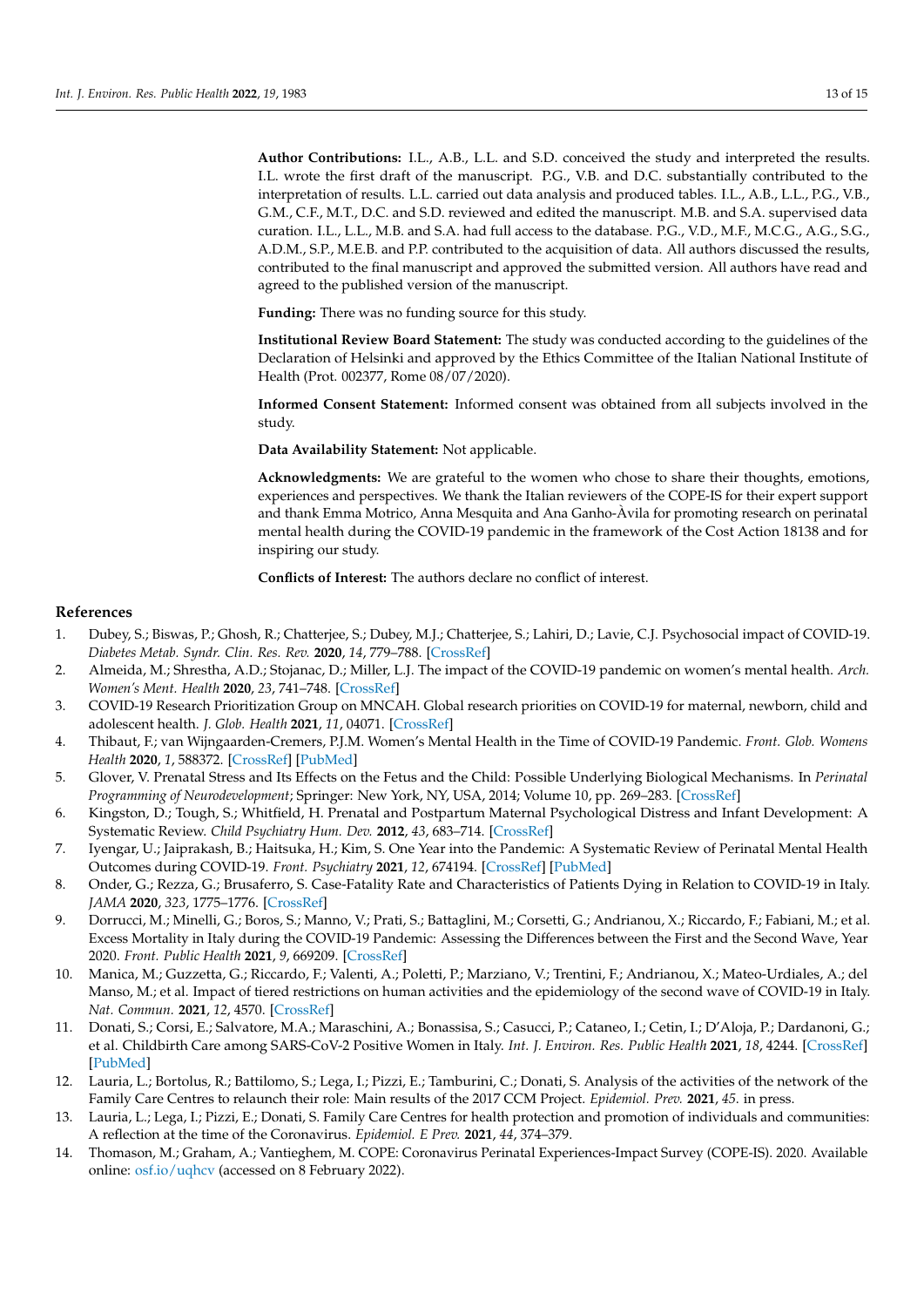**Author Contributions:** I.L., A.B., L.L. and S.D. conceived the study and interpreted the results. I.L. wrote the first draft of the manuscript. P.G., V.B. and D.C. substantially contributed to the interpretation of results. L.L. carried out data analysis and produced tables. I.L., A.B., L.L., P.G., V.B., G.M., C.F., M.T., D.C. and S.D. reviewed and edited the manuscript. M.B. and S.A. supervised data curation. I.L., L.L., M.B. and S.A. had full access to the database. P.G., V.D., M.F., M.C.G., A.G., S.G., A.D.M., S.P., M.E.B. and P.P. contributed to the acquisition of data. All authors discussed the results, contributed to the final manuscript and approved the submitted version. All authors have read and agreed to the published version of the manuscript.

**Funding:** There was no funding source for this study.

**Institutional Review Board Statement:** The study was conducted according to the guidelines of the Declaration of Helsinki and approved by the Ethics Committee of the Italian National Institute of Health (Prot. 002377, Rome 08/07/2020).

**Informed Consent Statement:** Informed consent was obtained from all subjects involved in the study.

**Data Availability Statement:** Not applicable.

**Acknowledgments:** We are grateful to the women who chose to share their thoughts, emotions, experiences and perspectives. We thank the Italian reviewers of the COPE-IS for their expert support and thank Emma Motrico, Anna Mesquita and Ana Ganho-Àvila for promoting research on perinatal mental health during the COVID-19 pandemic in the framework of the Cost Action 18138 and for inspiring our study.

**Conflicts of Interest:** The authors declare no conflict of interest.

## References

1. Dubey, S.; Biswas, P.; Ghosh, R.; Chatterjee, S.; Dubey, M.J.; Chatterjee, S.; Lahiri, D.; Lavie, C.J. Psychosocial impact of COVID-19. *Diabetes Metab. Syndr. Clin. Res. Rev.* **2020**, *14*, 779–788. [CrossRef]
2. Almeida, M.; Shrestha, A.D.; Stojanac, D.; Miller, L.J. The impact of the COVID-19 pandemic on women's mental health. *Arch. Women's Ment. Health* **2020**, *23*, 741–748. [CrossRef]
3. COVID-19 Research Prioritization Group on MNCAH. Global research priorities on COVID-19 for maternal, newborn, child and adolescent health. *J. Glob. Health* **2021**, *11*, 04071. [CrossRef]
4. Thibaut, F.; van Wijngaarden-Cremers, P.J.M. Women's Mental Health in the Time of COVID-19 Pandemic. *Front. Glob. Womens Health* **2020**, *1*, 588372. [CrossRef] [PubMed]
5. Glover, V. Prenatal Stress and Its Effects on the Fetus and the Child: Possible Underlying Biological Mechanisms. In *Perinatal Programming of Neurodevelopment*; Springer: New York, NY, USA, 2014; Volume 10, pp. 269–283. [CrossRef]
6. Kingston, D.; Tough, S.; Whitfield, H. Prenatal and Postpartum Maternal Psychological Distress and Infant Development: A Systematic Review. *Child Psychiatry Hum. Dev.* **2012**, *43*, 683–714. [CrossRef]
7. Iyengar, U.; Jaiprakash, B.; Haitsuka, H.; Kim, S. One Year into the Pandemic: A Systematic Review of Perinatal Mental Health Outcomes during COVID-19. *Front. Psychiatry* **2021**, *12*, 674194. [CrossRef] [PubMed]
8. Onder, G.; Rezza, G.; Brusaferro, S. Case-Fatality Rate and Characteristics of Patients Dying in Relation to COVID-19 in Italy. *JAMA* **2020**, *323*, 1775–1776. [CrossRef]
9. Dorrucci, M.; Minelli, G.; Boros, S.; Manno, V.; Prati, S.; Battaglini, M.; Corsetti, G.; Andrianou, X.; Riccardo, F.; Fabiani, M.; et al. Excess Mortality in Italy during the COVID-19 Pandemic: Assessing the Differences between the First and the Second Wave, Year 2020. *Front. Public Health* **2021**, *9*, 669209. [CrossRef]
10. Manica, M.; Guzzetta, G.; Riccardo, F.; Valenti, A.; Poletti, P.; Marziano, V.; Trentini, F.; Andrianou, X.; Mateo-Urdiales, A.; del Manso, M.; et al. Impact of tiered restrictions on human activities and the epidemiology of the second wave of COVID-19 in Italy. *Nat. Commun.* **2021**, *12*, 4570. [CrossRef]
11. Donati, S.; Corsi, E.; Salvatore, M.A.; Maraschini, A.; Bonassisa, S.; Casucci, P.; Cataneo, I.; Cetin, I.; D'Aloja, P.; Dardanoni, G.; et al. Childbirth Care among SARS-CoV-2 Positive Women in Italy. *Int. J. Environ. Res. Public Health* **2021**, *18*, 4244. [CrossRef] [PubMed]
12. Lauria, L.; Bortolus, R.; Battilomo, S.; Lega, I.; Pizzi, E.; Tamburini, C.; Donati, S. Analysis of the activities of the network of the Family Care Centres to relaunch their role: Main results of the 2017 CCM Project. *Epidemiol. Prev.* **2021**, *45*. in press.
13. Lauria, L.; Lega, I.; Pizzi, E.; Donati, S. Family Care Centres for health protection and promotion of individuals and communities: A reflection at the time of the Coronavirus. *Epidemiol. E Prev.* **2021**, *44*, 374–379.
14. Thomason, M.; Graham, A.; Vantieghem, M. COPE: Coronavirus Perinatal Experiences-Impact Survey (COPE-IS). 2020. Available online: osf.io/uqhcv (accessed on 8 February 2022).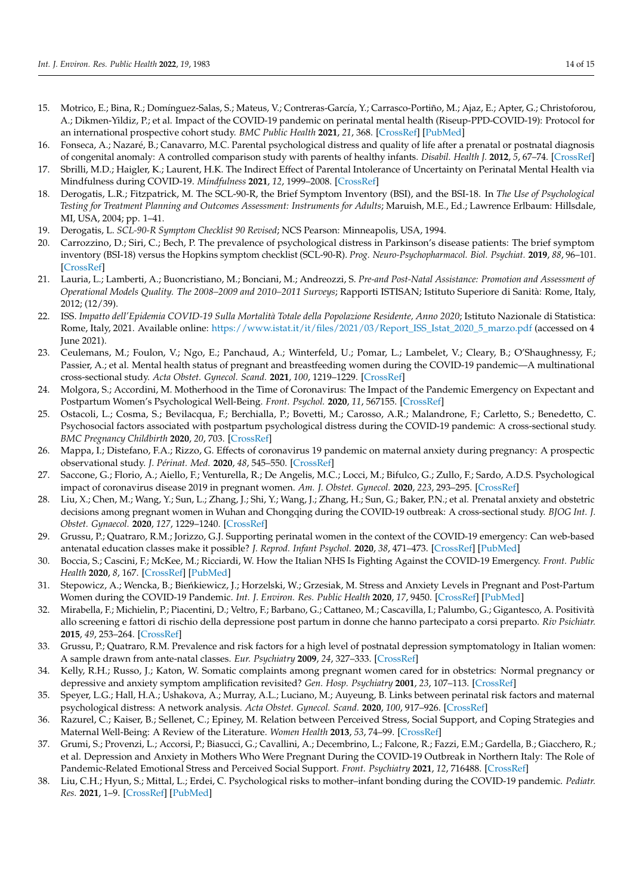15. Motrico, E.; Bina, R.; Domínguez-Salas, S.; Mateus, V.; Contreras-García, Y.; Carrasco-Portiño, M.; Ajaz, E.; Apter, G.; Christoforou, A.; Dikmen-Yildiz, P.; et al. Impact of the COVID-19 pandemic on perinatal mental health (Riseup-PPD-COVID-19): Protocol for an international prospective cohort study. *BMC Public Health* **2021**, *21*, 368. [CrossRef] [PubMed]
16. Fonseca, A.; Nazaré, B.; Canavarro, M.C. Parental psychological distress and quality of life after a prenatal or postnatal diagnosis of congenital anomaly: A controlled comparison study with parents of healthy infants. *Disabil. Health J.* **2012**, *5*, 67–74. [CrossRef]
17. Sbrilli, M.D.; Haigler, K.; Laurent, H.K. The Indirect Effect of Parental Intolerance of Uncertainty on Perinatal Mental Health via Mindfulness during COVID-19. *Mindfulness* **2021**, *12*, 1999–2008. [CrossRef]
18. Derogatis, L.R.; Fitzpatrick, M. The SCL-90-R, the Brief Symptom Inventory (BSI), and the BSI-18. In *The Use of Psychological Testing for Treatment Planning and Outcomes Assessment: Instruments for Adults*; Maruish, M.E., Ed.; Lawrence Erlbaum: Hillsdale, MI, USA, 2004; pp. 1–41.
19. Derogatis, L. *SCL-90-R Symptom Checklist 90 Revised*; NCS Pearson: Minneapolis, USA, 1994.
20. Carrozzino, D.; Siri, C.; Bech, P. The prevalence of psychological distress in Parkinson's disease patients: The brief symptom inventory (BSI-18) versus the Hopkins symptom checklist (SCL-90-R). *Prog. Neuro-Psychopharmacol. Biol. Psychiat.* **2019**, *88*, 96–101. [CrossRef]
21. Lauria, L.; Lamberti, A.; Buoncristiano, M.; Bonciani, M.; Andreozzi, S. *Pre-and Post-Natal Assistance: Promotion and Assessment of Operational Models Quality. The 2008–2009 and 2010–2011 Surveys*; Rapporti ISTISAN; Istituto Superiore di Sanità: Rome, Italy, 2012; (12/39).
22. ISS. *Impatto dell'Epidemia COVID-19 Sulla Mortalità Totale della Popolazione Residente, Anno 2020*; Istituto Nazionale di Statistica: Rome, Italy, 2021. Available online: https://www.istat.it/it/files/2021/03/Report_ISS_Istat_2020_5_marzo.pdf (accessed on 4 June 2021).
23. Ceulemans, M.; Foulon, V.; Ngo, E.; Panchaud, A.; Winterfeld, U.; Pomar, L.; Lambelet, V.; Cleary, B.; O'Shaughnessy, F.; Passier, A.; et al. Mental health status of pregnant and breastfeeding women during the COVID-19 pandemic—A multinational cross-sectional study. *Acta Obstet. Gynecol. Scand.* **2021**, *100*, 1219–1229. [CrossRef]
24. Molgora, S.; Accordini, M. Motherhood in the Time of Coronavirus: The Impact of the Pandemic Emergency on Expectant and Postpartum Women's Psychological Well-Being. *Front. Psychol.* **2020**, *11*, 567155. [CrossRef]
25. Ostacoli, L.; Cosma, S.; Bevilacqua, F.; Berchialla, P.; Bovetti, M.; Carosso, A.R.; Malandrone, F.; Carletto, S.; Benedetto, C. Psychosocial factors associated with postpartum psychological distress during the COVID-19 pandemic: A cross-sectional study. *BMC Pregnancy Childbirth* **2020**, *20*, 703. [CrossRef]
26. Mappa, I.; Distefano, F.A.; Rizzo, G. Effects of coronavirus 19 pandemic on maternal anxiety during pregnancy: A prospectic observational study. *J. Périnat. Med.* **2020**, *48*, 545–550. [CrossRef]
27. Saccone, G.; Florio, A.; Aiello, F.; Venturella, R.; De Angelis, M.C.; Locci, M.; Bifulco, G.; Zullo, F.; Sardo, A.D.S. Psychological impact of coronavirus disease 2019 in pregnant women. *Am. J. Obstet. Gynecol.* **2020**, *223*, 293–295. [CrossRef]
28. Liu, X.; Chen, M.; Wang, Y.; Sun, L.; Zhang, J.; Shi, Y.; Wang, J.; Zhang, H.; Sun, G.; Baker, P.N.; et al. Prenatal anxiety and obstetric decisions among pregnant women in Wuhan and Chongqing during the COVID-19 outbreak: A cross-sectional study. *BJOG Int. J. Obstet. Gynaecol.* **2020**, *127*, 1229–1240. [CrossRef]
29. Grussu, P.; Quatraro, R.M.; Jorizzo, G.J. Supporting perinatal women in the context of the COVID-19 emergency: Can web-based antenatal education classes make it possible? *J. Reprod. Infant Psychol.* **2020**, *38*, 471–473. [CrossRef] [PubMed]
30. Boccia, S.; Cascini, F.; McKee, M.; Ricciardi, W. How the Italian NHS Is Fighting Against the COVID-19 Emergency. *Front. Public Health* **2020**, *8*, 167. [CrossRef] [PubMed]
31. Stepowicz, A.; Wencka, B.; Bieńkiewicz, J.; Horzelski, W.; Grzesiak, M. Stress and Anxiety Levels in Pregnant and Post-Partum Women during the COVID-19 Pandemic. *Int. J. Environ. Res. Public Health* **2020**, *17*, 9450. [CrossRef] [PubMed]
32. Mirabella, F.; Michielin, P.; Piacentini, D.; Veltro, F.; Barbano, G.; Cattaneo, M.; Cascavilla, I.; Palumbo, G.; Gigantesco, A. Positività allo screening e fattori di rischio della depressione post partum in donne che hanno partecipato a corsi preparto. *Riv Psichiatr.* **2015**, *49*, 253–264. [CrossRef]
33. Grussu, P.; Quatraro, R.M. Prevalence and risk factors for a high level of postnatal depression symptomatology in Italian women: A sample drawn from ante-natal classes. *Eur. Psychiatry* **2009**, *24*, 327–333. [CrossRef]
34. Kelly, R.H.; Russo, J.; Katon, W. Somatic complaints among pregnant women cared for in obstetrics: Normal pregnancy or depressive and anxiety symptom amplification revisited? *Gen. Hosp. Psychiatry* **2001**, *23*, 107–113. [CrossRef]
35. Speyer, L.G.; Hall, H.A.; Ushakova, A.; Murray, A.L.; Luciano, M.; Auyeung, B. Links between perinatal risk factors and maternal psychological distress: A network analysis. *Acta Obstet. Gynecol. Scand.* **2020**, *100*, 917–926. [CrossRef]
36. Razurel, C.; Kaiser, B.; Sellenet, C.; Epiney, M. Relation between Perceived Stress, Social Support, and Coping Strategies and Maternal Well-Being: A Review of the Literature. *Women Health* **2013**, *53*, 74–99. [CrossRef]
37. Grumi, S.; Provenzi, L.; Accorsi, P.; Biasucci, G.; Cavallini, A.; Decembrino, L.; Falcone, R.; Fazzi, E.M.; Gardella, B.; Giacchero, R.; et al. Depression and Anxiety in Mothers Who Were Pregnant During the COVID-19 Outbreak in Northern Italy: The Role of Pandemic-Related Emotional Stress and Perceived Social Support. *Front. Psychiatry* **2021**, *12*, 716488. [CrossRef]
38. Liu, C.H.; Hyun, S.; Mittal, L.; Erdei, C. Psychological risks to mother–infant bonding during the COVID-19 pandemic. *Pediatr. Res.* **2021**, 1–9. [CrossRef] [PubMed]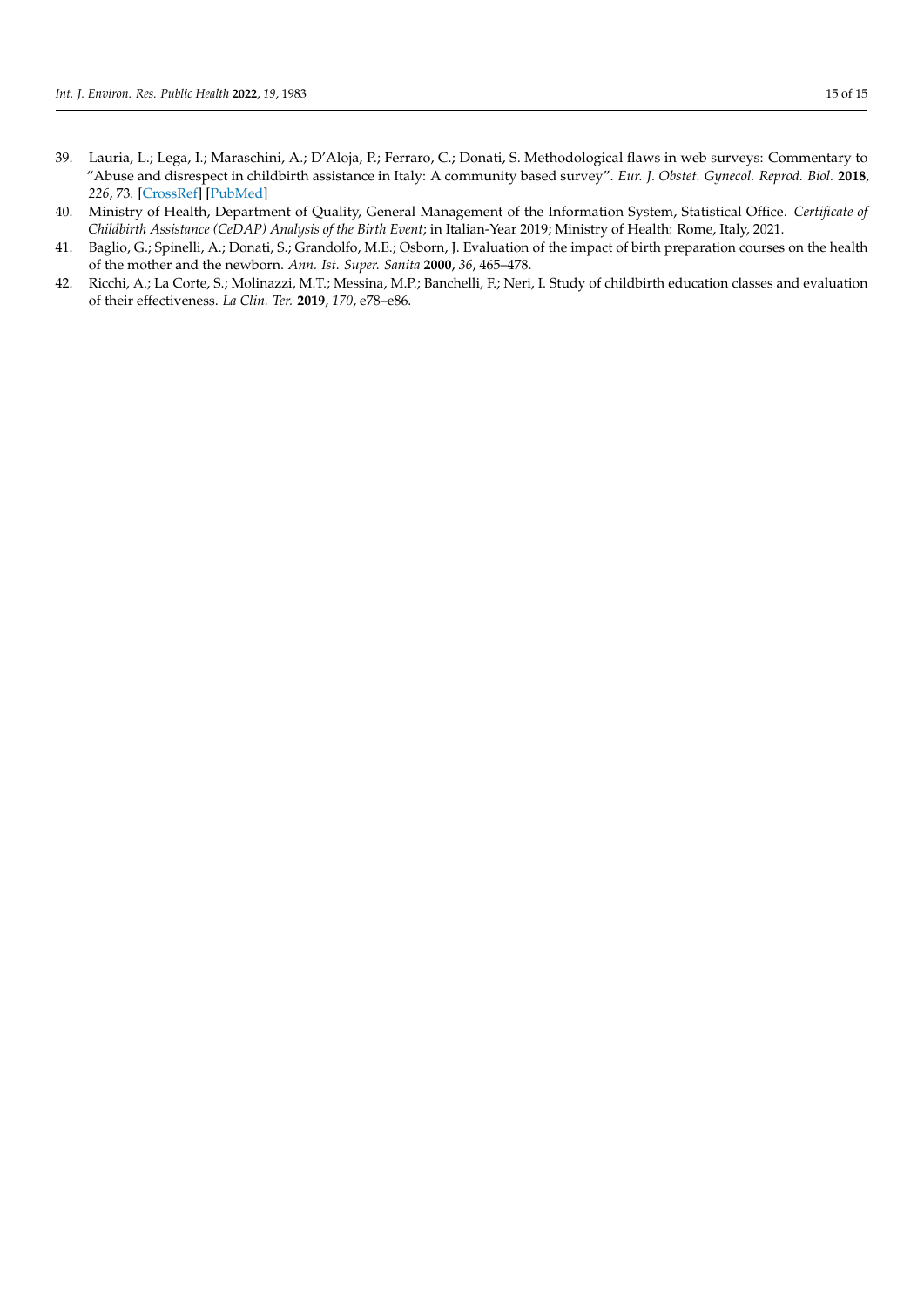39. Lauria, L.; Lega, I.; Maraschini, A.; D'Aloja, P.; Ferraro, C.; Donati, S. Methodological flaws in web surveys: Commentary to "Abuse and disrespect in childbirth assistance in Italy: A community based survey". *Eur. J. Obstet. Gynecol. Reprod. Biol.* **2018**, *226*, 73. [CrossRef] [PubMed]
40. Ministry of Health, Department of Quality, General Management of the Information System, Statistical Office. *Certificate of Childbirth Assistance (CeDAP) Analysis of the Birth Event*; in Italian-Year 2019; Ministry of Health: Rome, Italy, 2021.
41. Baglio, G.; Spinelli, A.; Donati, S.; Grandolfo, M.E.; Osborn, J. Evaluation of the impact of birth preparation courses on the health of the mother and the newborn. *Ann. Ist. Super. Sanita* **2000**, *36*, 465–478.
42. Ricchi, A.; La Corte, S.; Molinazzi, M.T.; Messina, M.P.; Banchelli, F.; Neri, I. Study of childbirth education classes and evaluation of their effectiveness. *La Clin. Ter.* **2019**, *170*, e78–e86.